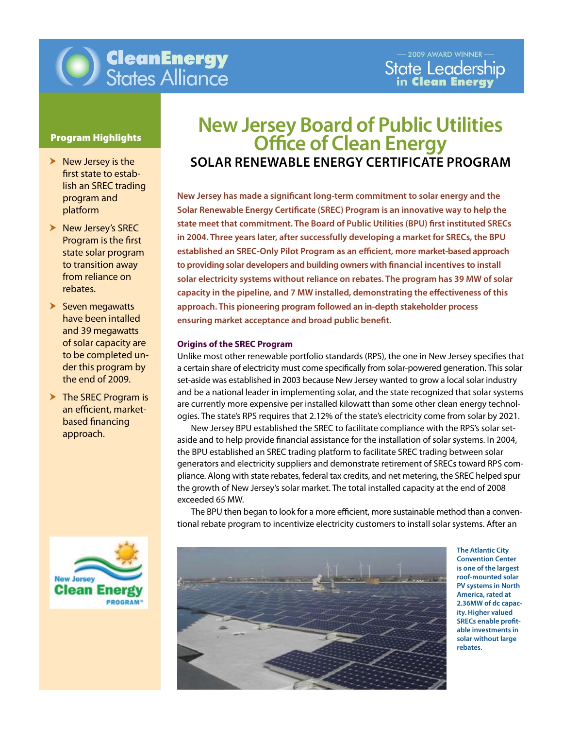Clean Energy States Alliance

— 2009 AWARD WINNER —
State Leadership in Clean Energy

# New Jersey Board of Public Utilities Office of Clean Energy

## SOLAR RENEWABLE ENERGY CERTIFICATE PROGRAM

**New Jersey has made a significant long-term commitment to solar energy and the Solar Renewable Energy Certificate (SREC) Program is an innovative way to help the state meet that commitment. The Board of Public Utilities (BPU) first instituted SRECs in 2004. Three years later, after successfully developing a market for SRECs, the BPU established an SREC-Only Pilot Program as an efficient, more market-based approach to providing solar developers and building owners with financial incentives to install solar electricity systems without reliance on rebates. The program has 39 MW of solar capacity in the pipeline, and 7 MW installed, demonstrating the effectiveness of this approach. This pioneering program followed an in-depth stakeholder process ensuring market acceptance and broad public benefit.**

### Program Highlights

- New Jersey is the first state to establish an SREC trading program and platform
- New Jersey's SREC Program is the first state solar program to transition away from reliance on rebates.
- Seven megawatts have been intalled and 39 megawatts of solar capacity are to be completed under this program by the end of 2009.
- The SREC Program is an efficient, market-based financing approach.

### Origins of the SREC Program

Unlike most other renewable portfolio standards (RPS), the one in New Jersey specifies that a certain share of electricity must come specifically from solar-powered generation. This solar set-aside was established in 2003 because New Jersey wanted to grow a local solar industry and be a national leader in implementing solar, and the state recognized that solar systems are currently more expensive per installed kilowatt than some other clean energy technologies. The state's RPS requires that 2.12% of the state's electricity come from solar by 2021.

New Jersey BPU established the SREC to facilitate compliance with the RPS's solar set-aside and to help provide financial assistance for the installation of solar systems. In 2004, the BPU established an SREC trading platform to facilitate SREC trading between solar generators and electricity suppliers and demonstrate retirement of SRECs toward RPS compliance. Along with state rebates, federal tax credits, and net metering, the SREC helped spur the growth of New Jersey's solar market. The total installed capacity at the end of 2008 exceeded 65 MW.

The BPU then began to look for a more efficient, more sustainable method than a conventional rebate program to incentivize electricity customers to install solar systems. After an

New Jersey Clean Energy PROGRAM™

**The Atlantic City Convention Center is one of the largest roof-mounted solar PV systems in North America, rated at 2.36MW of dc capacity. Higher valued SRECs enable profitable investments in solar without large rebates.**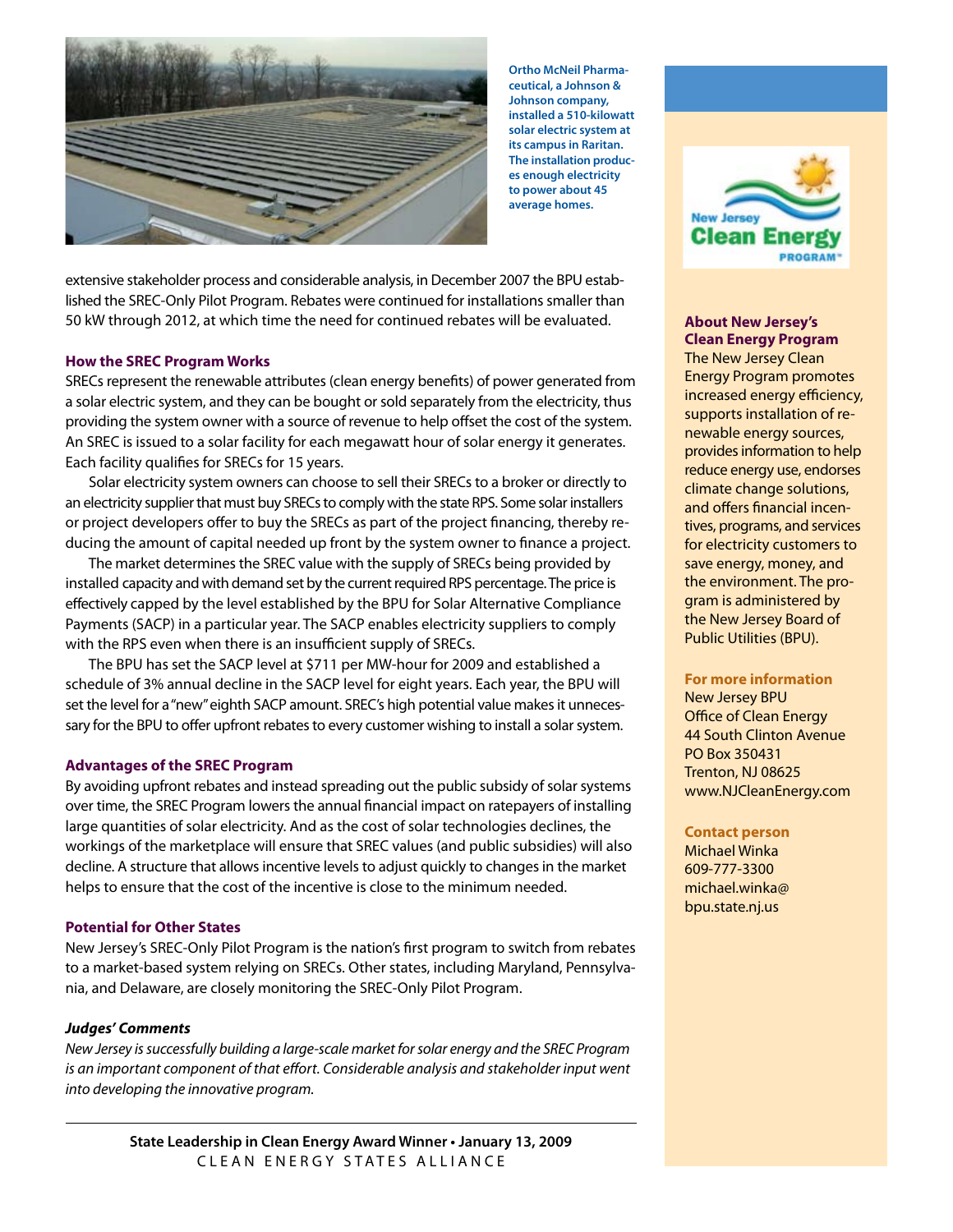Ortho McNeil Pharmaceutical, a Johnson & Johnson company, installed a 510-kilowatt solar electric system at its campus in Raritan. The installation produces enough electricity to power about 45 average homes.

extensive stakeholder process and considerable analysis, in December 2007 the BPU established the SREC-Only Pilot Program. Rebates were continued for installations smaller than 50 kW through 2012, at which time the need for continued rebates will be evaluated.

### How the SREC Program Works

SRECs represent the renewable attributes (clean energy benefits) of power generated from a solar electric system, and they can be bought or sold separately from the electricity, thus providing the system owner with a source of revenue to help offset the cost of the system. An SREC is issued to a solar facility for each megawatt hour of solar energy it generates. Each facility qualifies for SRECs for 15 years.

Solar electricity system owners can choose to sell their SRECs to a broker or directly to an electricity supplier that must buy SRECs to comply with the state RPS. Some solar installers or project developers offer to buy the SRECs as part of the project financing, thereby reducing the amount of capital needed up front by the system owner to finance a project.

The market determines the SREC value with the supply of SRECs being provided by installed capacity and with demand set by the current required RPS percentage. The price is effectively capped by the level established by the BPU for Solar Alternative Compliance Payments (SACP) in a particular year. The SACP enables electricity suppliers to comply with the RPS even when there is an insufficient supply of SRECs.

The BPU has set the SACP level at $711 per MW-hour for 2009 and established a schedule of 3% annual decline in the SACP level for eight years. Each year, the BPU will set the level for a "new" eighth SACP amount. SREC's high potential value makes it unnecessary for the BPU to offer upfront rebates to every customer wishing to install a solar system.

### Advantages of the SREC Program

By avoiding upfront rebates and instead spreading out the public subsidy of solar systems over time, the SREC Program lowers the annual financial impact on ratepayers of installing large quantities of solar electricity. And as the cost of solar technologies declines, the workings of the marketplace will ensure that SREC values (and public subsidies) will also decline. A structure that allows incentive levels to adjust quickly to changes in the market helps to ensure that the cost of the incentive is close to the minimum needed.

### Potential for Other States

New Jersey's SREC-Only Pilot Program is the nation's first program to switch from rebates to a market-based system relying on SRECs. Other states, including Maryland, Pennsylvania, and Delaware, are closely monitoring the SREC-Only Pilot Program.

### *Judges' Comments*

*New Jersey is successfully building a large-scale market for solar energy and the SREC Program is an important component of that effort. Considerable analysis and stakeholder input went into developing the innovative program.*

**State Leadership in Clean Energy Award Winner • January 13, 2009**
CLEAN ENERGY STATES ALLIANCE

New Jersey Clean Energy PROGRAM™

### About New Jersey's Clean Energy Program

The New Jersey Clean Energy Program promotes increased energy efficiency, supports installation of renewable energy sources, provides information to help reduce energy use, endorses climate change solutions, and offers financial incentives, programs, and services for electricity customers to save energy, money, and the environment. The program is administered by the New Jersey Board of Public Utilities (BPU).

### For more information

New Jersey BPU
Office of Clean Energy
44 South Clinton Avenue
PO Box 350431
Trenton, NJ 08625
www.NJCleanEnergy.com

### Contact person

Michael Winka
609-777-3300
michael.winka@bpu.state.nj.us